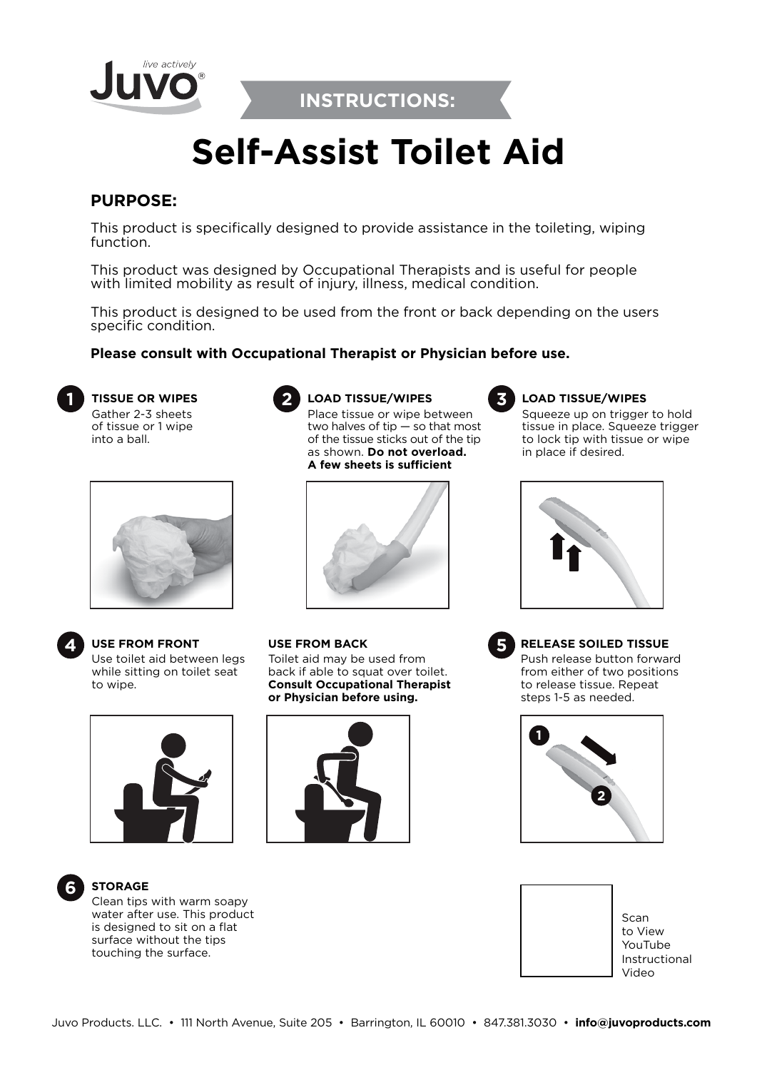*live actively*
**Juvo®**

**INSTRUCTIONS:**

# Self-Assist Toilet Aid

## PURPOSE:

This product is specifically designed to provide assistance in the toileting, wiping function.

This product was designed by Occupational Therapists and is useful for people with limited mobility as result of injury, illness, medical condition.

This product is designed to be used from the front or back depending on the users specific condition.

**Please consult with Occupational Therapist or Physician before use.**

### 1 TISSUE OR WIPES

Gather 2-3 sheets of tissue or 1 wipe into a ball.

### 2 LOAD TISSUE/WIPES

Place tissue or wipe between two halves of tip — so that most of the tissue sticks out of the tip as shown. **Do not overload. A few sheets is sufficient**

### 3 LOAD TISSUE/WIPES

Squeeze up on trigger to hold tissue in place. Squeeze trigger to lock tip with tissue or wipe in place if desired.

### 4 USE FROM FRONT

Use toilet aid between legs while sitting on toilet seat to wipe.

### USE FROM BACK

Toilet aid may be used from back if able to squat over toilet. **Consult Occupational Therapist or Physician before using.**

### 5 RELEASE SOILED TISSUE

Push release button forward from either of two positions to release tissue. Repeat steps 1-5 as needed.

### 6 STORAGE

Clean tips with warm soapy water after use. This product is designed to sit on a flat surface without the tips touching the surface.

Scan to View YouTube Instructional Video

Juvo Products. LLC. • 111 North Avenue, Suite 205 • Barrington, IL 60010 • 847.381.3030 • **info@juvoproducts.com**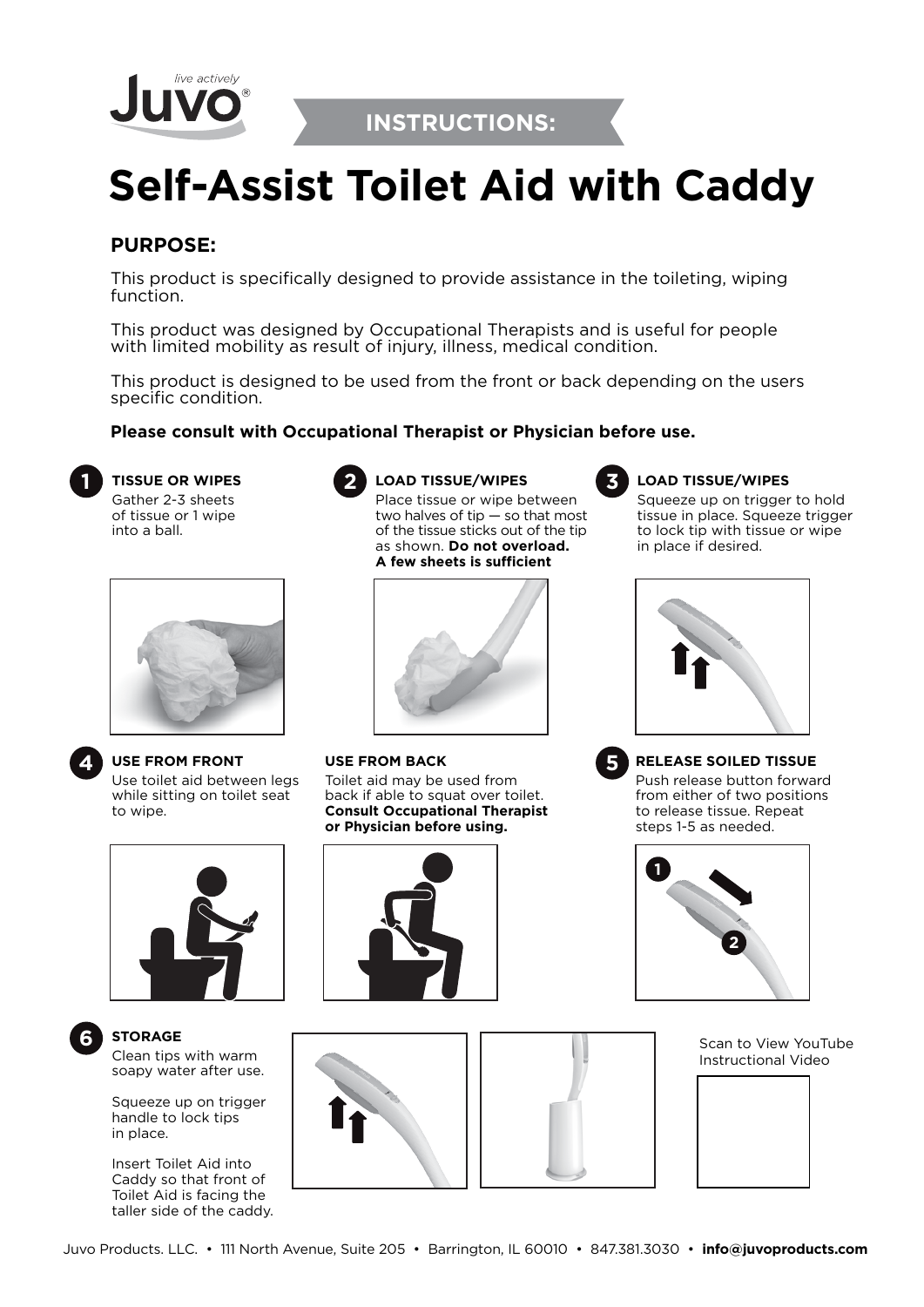# INSTRUCTIONS:

# Self-Assist Toilet Aid with Caddy

## PURPOSE:

This product is specifically designed to provide assistance in the toileting, wiping function.

This product was designed by Occupational Therapists and is useful for people with limited mobility as result of injury, illness, medical condition.

This product is designed to be used from the front or back depending on the users specific condition.

**Please consult with Occupational Therapist or Physician before use.**

### 1 TISSUE OR WIPES

Gather 2-3 sheets of tissue or 1 wipe into a ball.

### 2 LOAD TISSUE/WIPES

Place tissue or wipe between two halves of tip — so that most of the tissue sticks out of the tip as shown. **Do not overload. A few sheets is sufficient**

### 3 LOAD TISSUE/WIPES

Squeeze up on trigger to hold tissue in place. Squeeze trigger to lock tip with tissue or wipe in place if desired.

### 4 USE FROM FRONT

Use toilet aid between legs while sitting on toilet seat to wipe.

### USE FROM BACK

Toilet aid may be used from back if able to squat over toilet. **Consult Occupational Therapist or Physician before using.**

### 5 RELEASE SOILED TISSUE

Push release button forward from either of two positions to release tissue. Repeat steps 1-5 as needed.

1

2

### 6 STORAGE

Clean tips with warm soapy water after use.

Squeeze up on trigger handle to lock tips in place.

Insert Toilet Aid into Caddy so that front of Toilet Aid is facing the taller side of the caddy.

Scan to View YouTube Instructional Video

Juvo Products. LLC. • 111 North Avenue, Suite 205 • Barrington, IL 60010 • 847.381.3030 • **info@juvoproducts.com**